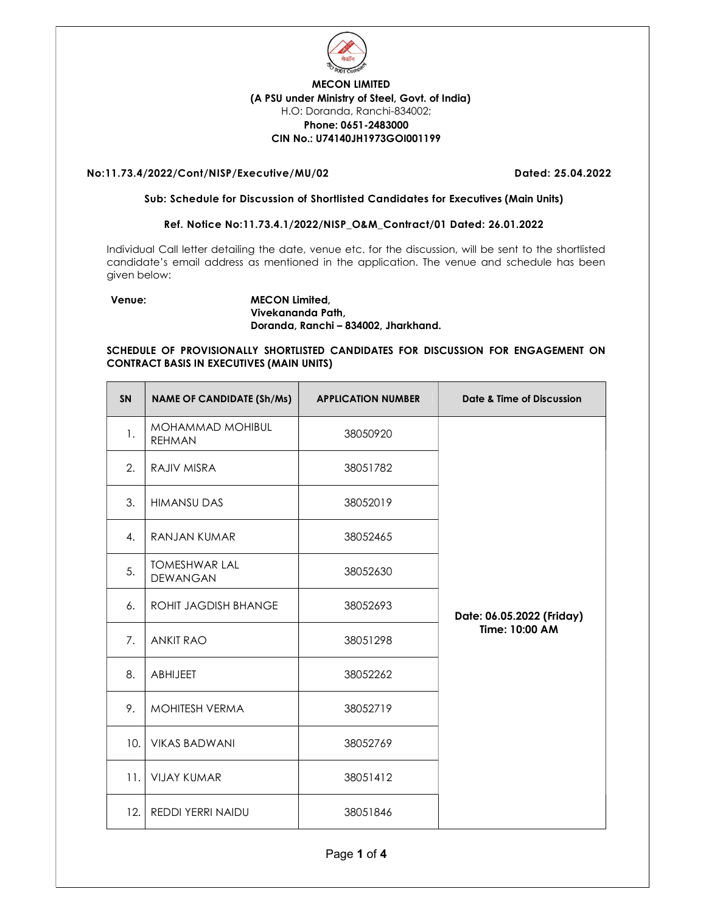**MECON LIMITED**
**(A PSU under Ministry of Steel, Govt. of India)**
H.O: Doranda, Ranchi-834002;
**Phone: 0651-2483000**
**CIN No.: U74140JH1973GOI001199**

**No:11.73.4/2022/Cont/NISP/Executive/MU/02** **Dated: 25.04.2022**

**Sub: Schedule for Discussion of Shortlisted Candidates for Executives (Main Units)**

**Ref. Notice No:11.73.4.1/2022/NISP_O&M_Contract/01 Dated: 26.01.2022**

Individual Call letter detailing the date, venue etc. for the discussion, will be sent to the shortlisted candidate's email address as mentioned in the application. The venue and schedule has been given below:

**Venue:** **MECON Limited,**
**Vivekananda Path,**
**Doranda, Ranchi – 834002, Jharkhand.**

**SCHEDULE OF PROVISIONALLY SHORTLISTED CANDIDATES FOR DISCUSSION FOR ENGAGEMENT ON CONTRACT BASIS IN EXECUTIVES (MAIN UNITS)**

| SN | NAME OF CANDIDATE (Sh/Ms) | APPLICATION NUMBER | Date & Time of Discussion |
|---|---|---|---|
| 1. | MOHAMMAD MOHIBUL REHMAN | 38050920 | **Date: 06.05.2022 (Friday) Time: 10:00 AM** |
| 2. | RAJIV MISRA | 38051782 | |
| 3. | HIMANSU DAS | 38052019 | |
| 4. | RANJAN KUMAR | 38052465 | |
| 5. | TOMESHWAR LAL DEWANGAN | 38052630 | |
| 6. | ROHIT JAGDISH BHANGE | 38052693 | |
| 7. | ANKIT RAO | 38051298 | |
| 8. | ABHIJEET | 38052262 | |
| 9. | MOHITESH VERMA | 38052719 | |
| 10. | VIKAS BADWANI | 38052769 | |
| 11. | VIJAY KUMAR | 38051412 | |
| 12. | REDDI YERRI NAIDU | 38051846 | |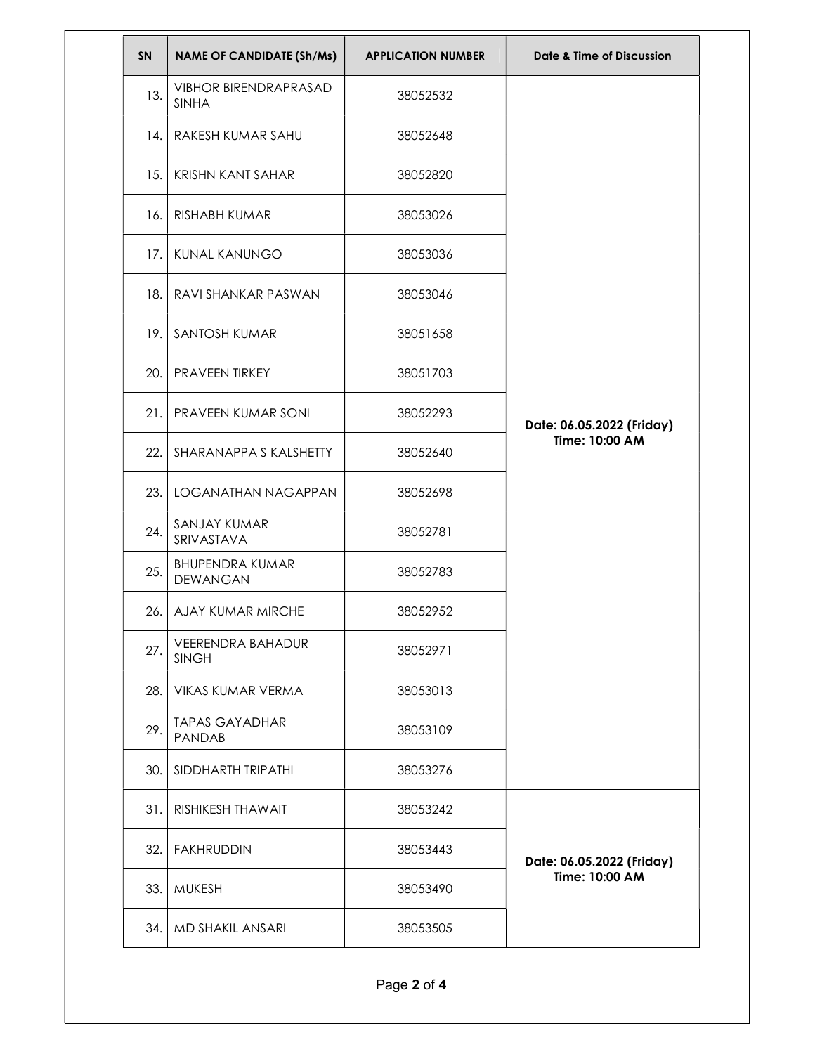| SN | NAME OF CANDIDATE (Sh/Ms) | APPLICATION NUMBER | Date & Time of Discussion |
|---|---|---|---|
| 13. | VIBHOR BIRENDRAPRASAD SINHA | 38052532 | Date: 06.05.2022 (Friday) Time: 10:00 AM |
| 14. | RAKESH KUMAR SAHU | 38052648 | |
| 15. | KRISHN KANT SAHAR | 38052820 | |
| 16. | RISHABH KUMAR | 38053026 | |
| 17. | KUNAL KANUNGO | 38053036 | |
| 18. | RAVI SHANKAR PASWAN | 38053046 | |
| 19. | SANTOSH KUMAR | 38051658 | |
| 20. | PRAVEEN TIRKEY | 38051703 | |
| 21. | PRAVEEN KUMAR SONI | 38052293 | |
| 22. | SHARANAPPA S KALSHETTY | 38052640 | |
| 23. | LOGANATHAN NAGAPPAN | 38052698 | |
| 24. | SANJAY KUMAR SRIVASTAVA | 38052781 | |
| 25. | BHUPENDRA KUMAR DEWANGAN | 38052783 | |
| 26. | AJAY KUMAR MIRCHE | 38052952 | |
| 27. | VEERENDRA BAHADUR SINGH | 38052971 | |
| 28. | VIKAS KUMAR VERMA | 38053013 | |
| 29. | TAPAS GAYADHAR PANDAB | 38053109 | |
| 30. | SIDDHARTH TRIPATHI | 38053276 | |
| 31. | RISHIKESH THAWAIT | 38053242 | Date: 06.05.2022 (Friday) Time: 10:00 AM |
| 32. | FAKHRUDDIN | 38053443 | |
| 33. | MUKESH | 38053490 | |
| 34. | MD SHAKIL ANSARI | 38053505 | |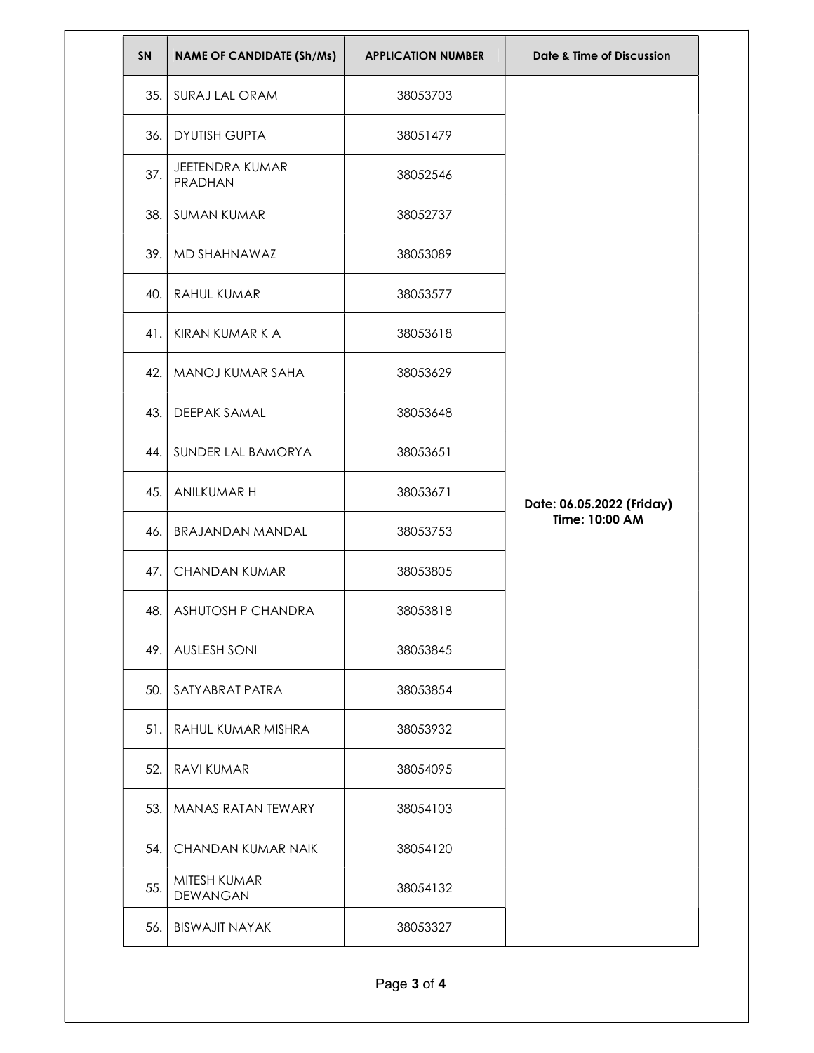| SN | NAME OF CANDIDATE (Sh/Ms) | APPLICATION NUMBER | Date & Time of Discussion |
|---|---|---|---|
| 35. | SURAJ LAL ORAM | 38053703 | Date: 06.05.2022 (Friday) Time: 10:00 AM |
| 36. | DYUTISH GUPTA | 38051479 | |
| 37. | JEETENDRA KUMAR PRADHAN | 38052546 | |
| 38. | SUMAN KUMAR | 38052737 | |
| 39. | MD SHAHNAWAZ | 38053089 | |
| 40. | RAHUL KUMAR | 38053577 | |
| 41. | KIRAN KUMAR K A | 38053618 | |
| 42. | MANOJ KUMAR SAHA | 38053629 | |
| 43. | DEEPAK SAMAL | 38053648 | |
| 44. | SUNDER LAL BAMORYA | 38053651 | |
| 45. | ANILKUMAR H | 38053671 | |
| 46. | BRAJANDAN MANDAL | 38053753 | |
| 47. | CHANDAN KUMAR | 38053805 | |
| 48. | ASHUTOSH P CHANDRA | 38053818 | |
| 49. | AUSLESH SONI | 38053845 | |
| 50. | SATYABRAT PATRA | 38053854 | |
| 51. | RAHUL KUMAR MISHRA | 38053932 | |
| 52. | RAVI KUMAR | 38054095 | |
| 53. | MANAS RATAN TEWARY | 38054103 | |
| 54. | CHANDAN KUMAR NAIK | 38054120 | |
| 55. | MITESH KUMAR DEWANGAN | 38054132 | |
| 56. | BISWAJIT NAYAK | 38053327 | |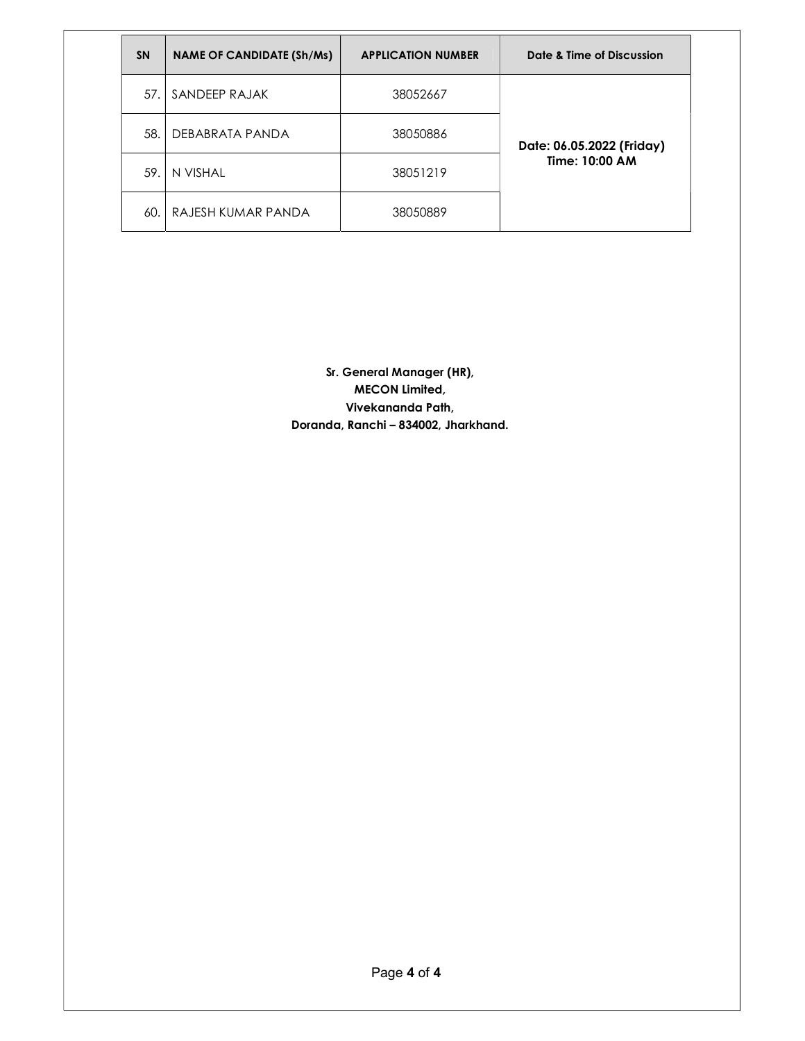| SN | NAME OF CANDIDATE (Sh/Ms) | APPLICATION NUMBER | Date & Time of Discussion |
|---|---|---|---|
| 57. | SANDEEP RAJAK | 38052667 | **Date: 06.05.2022 (Friday) Time: 10:00 AM** |
| 58. | DEBABRATA PANDA | 38050886 | |
| 59. | N VISHAL | 38051219 | |
| 60. | RAJESH KUMAR PANDA | 38050889 | |

**Sr. General Manager (HR),**
**MECON Limited,**
**Vivekananda Path,**
**Doranda, Ranchi – 834002, Jharkhand.**